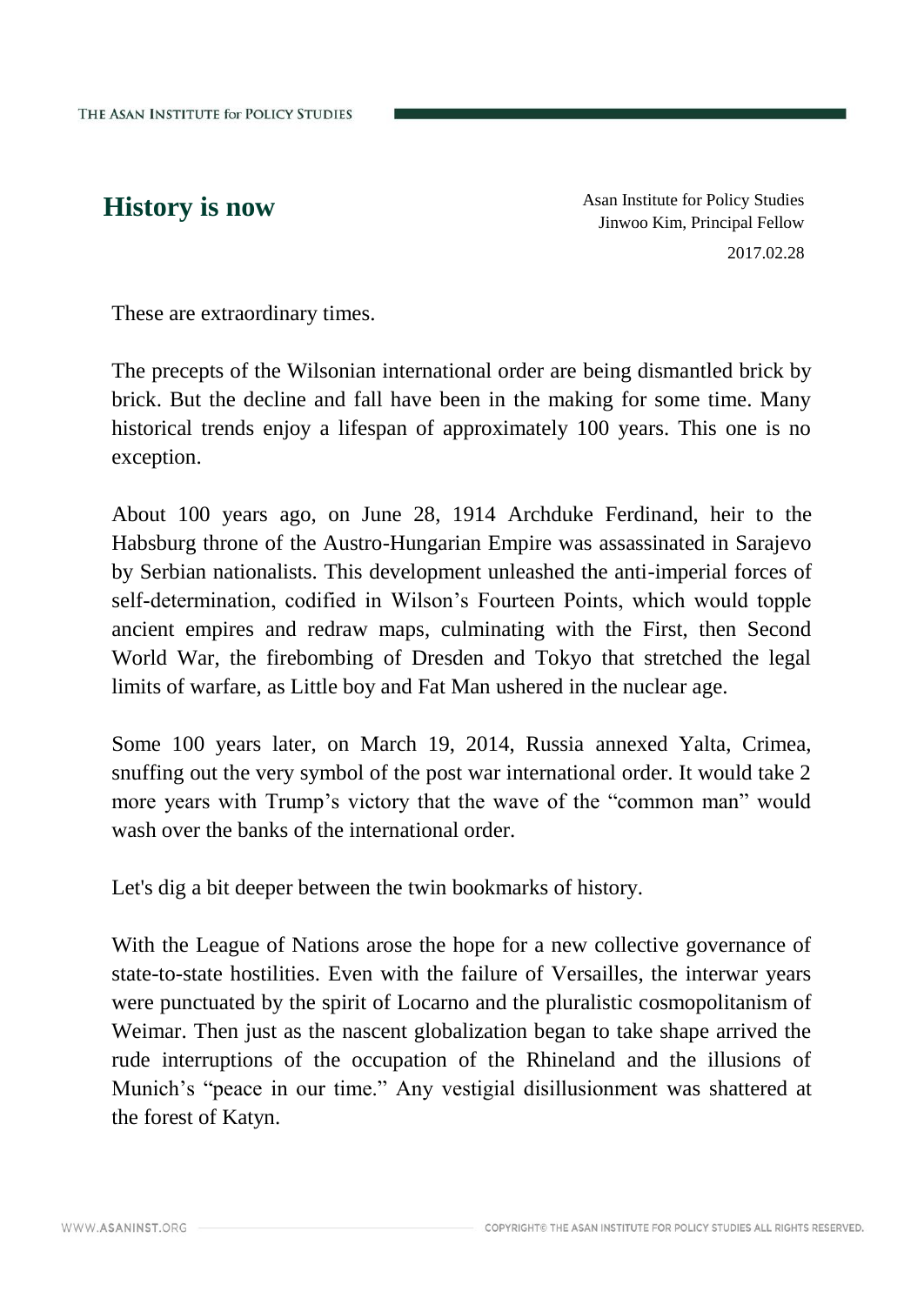# History is now

Asan Institute for Policy Studies
Jinwoo Kim, Principal Fellow
2017.02.28

These are extraordinary times.

The precepts of the Wilsonian international order are being dismantled brick by brick. But the decline and fall have been in the making for some time. Many historical trends enjoy a lifespan of approximately 100 years. This one is no exception.

About 100 years ago, on June 28, 1914 Archduke Ferdinand, heir to the Habsburg throne of the Austro-Hungarian Empire was assassinated in Sarajevo by Serbian nationalists. This development unleashed the anti-imperial forces of self-determination, codified in Wilson's Fourteen Points, which would topple ancient empires and redraw maps, culminating with the First, then Second World War, the firebombing of Dresden and Tokyo that stretched the legal limits of warfare, as Little boy and Fat Man ushered in the nuclear age.

Some 100 years later, on March 19, 2014, Russia annexed Yalta, Crimea, snuffing out the very symbol of the post war international order. It would take 2 more years with Trump's victory that the wave of the "common man" would wash over the banks of the international order.

Let's dig a bit deeper between the twin bookmarks of history.

With the League of Nations arose the hope for a new collective governance of state-to-state hostilities. Even with the failure of Versailles, the interwar years were punctuated by the spirit of Locarno and the pluralistic cosmopolitanism of Weimar. Then just as the nascent globalization began to take shape arrived the rude interruptions of the occupation of the Rhineland and the illusions of Munich's "peace in our time." Any vestigial disillusionment was shattered at the forest of Katyn.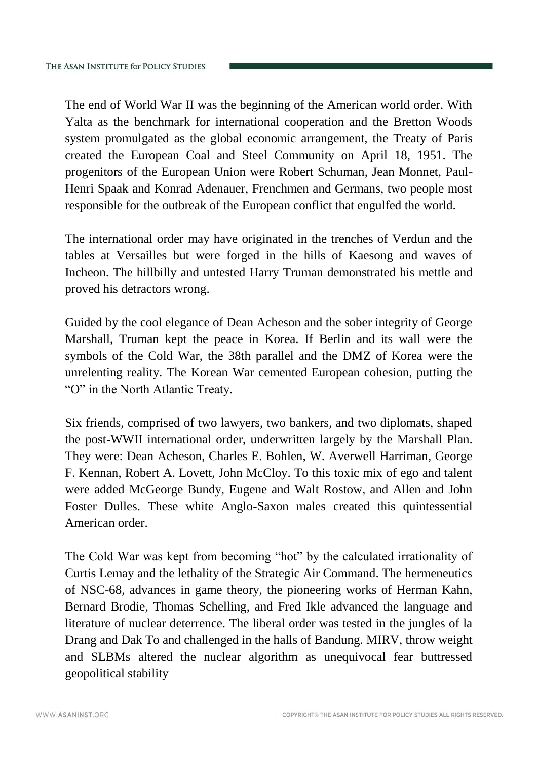The end of World War II was the beginning of the American world order. With Yalta as the benchmark for international cooperation and the Bretton Woods system promulgated as the global economic arrangement, the Treaty of Paris created the European Coal and Steel Community on April 18, 1951. The progenitors of the European Union were Robert Schuman, Jean Monnet, Paul-Henri Spaak and Konrad Adenauer, Frenchmen and Germans, two people most responsible for the outbreak of the European conflict that engulfed the world.

The international order may have originated in the trenches of Verdun and the tables at Versailles but were forged in the hills of Kaesong and waves of Incheon. The hillbilly and untested Harry Truman demonstrated his mettle and proved his detractors wrong.

Guided by the cool elegance of Dean Acheson and the sober integrity of George Marshall, Truman kept the peace in Korea. If Berlin and its wall were the symbols of the Cold War, the 38th parallel and the DMZ of Korea were the unrelenting reality. The Korean War cemented European cohesion, putting the "O" in the North Atlantic Treaty.

Six friends, comprised of two lawyers, two bankers, and two diplomats, shaped the post-WWII international order, underwritten largely by the Marshall Plan. They were: Dean Acheson, Charles E. Bohlen, W. Averwell Harriman, George F. Kennan, Robert A. Lovett, John McCloy. To this toxic mix of ego and talent were added McGeorge Bundy, Eugene and Walt Rostow, and Allen and John Foster Dulles. These white Anglo-Saxon males created this quintessential American order.

The Cold War was kept from becoming "hot" by the calculated irrationality of Curtis Lemay and the lethality of the Strategic Air Command. The hermeneutics of NSC-68, advances in game theory, the pioneering works of Herman Kahn, Bernard Brodie, Thomas Schelling, and Fred Ikle advanced the language and literature of nuclear deterrence. The liberal order was tested in the jungles of la Drang and Dak To and challenged in the halls of Bandung. MIRV, throw weight and SLBMs altered the nuclear algorithm as unequivocal fear buttressed geopolitical stability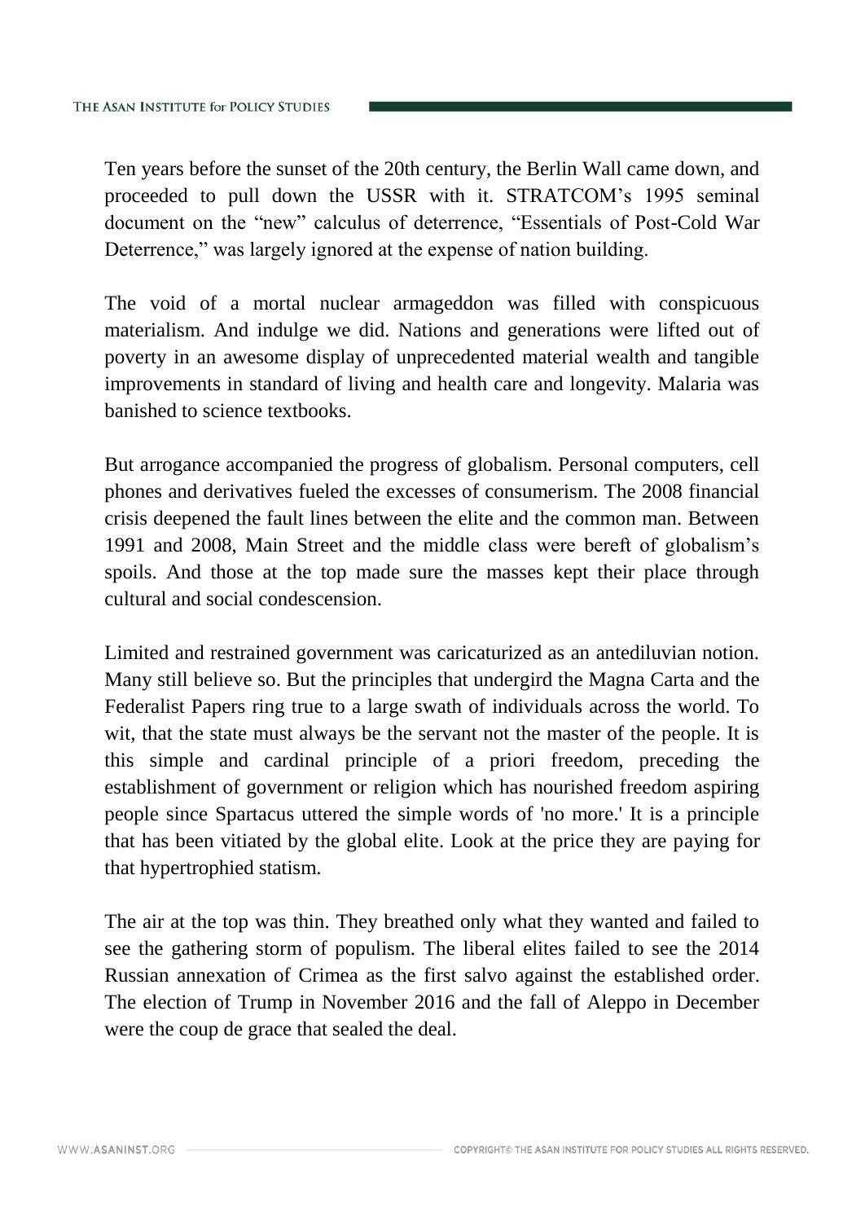Ten years before the sunset of the 20th century, the Berlin Wall came down, and proceeded to pull down the USSR with it. STRATCOM's 1995 seminal document on the "new" calculus of deterrence, "Essentials of Post-Cold War Deterrence," was largely ignored at the expense of nation building.

The void of a mortal nuclear armageddon was filled with conspicuous materialism. And indulge we did. Nations and generations were lifted out of poverty in an awesome display of unprecedented material wealth and tangible improvements in standard of living and health care and longevity. Malaria was banished to science textbooks.

But arrogance accompanied the progress of globalism. Personal computers, cell phones and derivatives fueled the excesses of consumerism. The 2008 financial crisis deepened the fault lines between the elite and the common man. Between 1991 and 2008, Main Street and the middle class were bereft of globalism's spoils. And those at the top made sure the masses kept their place through cultural and social condescension.

Limited and restrained government was caricaturized as an antediluvian notion. Many still believe so. But the principles that undergird the Magna Carta and the Federalist Papers ring true to a large swath of individuals across the world. To wit, that the state must always be the servant not the master of the people. It is this simple and cardinal principle of a priori freedom, preceding the establishment of government or religion which has nourished freedom aspiring people since Spartacus uttered the simple words of 'no more.' It is a principle that has been vitiated by the global elite. Look at the price they are paying for that hypertrophied statism.

The air at the top was thin. They breathed only what they wanted and failed to see the gathering storm of populism. The liberal elites failed to see the 2014 Russian annexation of Crimea as the first salvo against the established order. The election of Trump in November 2016 and the fall of Aleppo in December were the coup de grace that sealed the deal.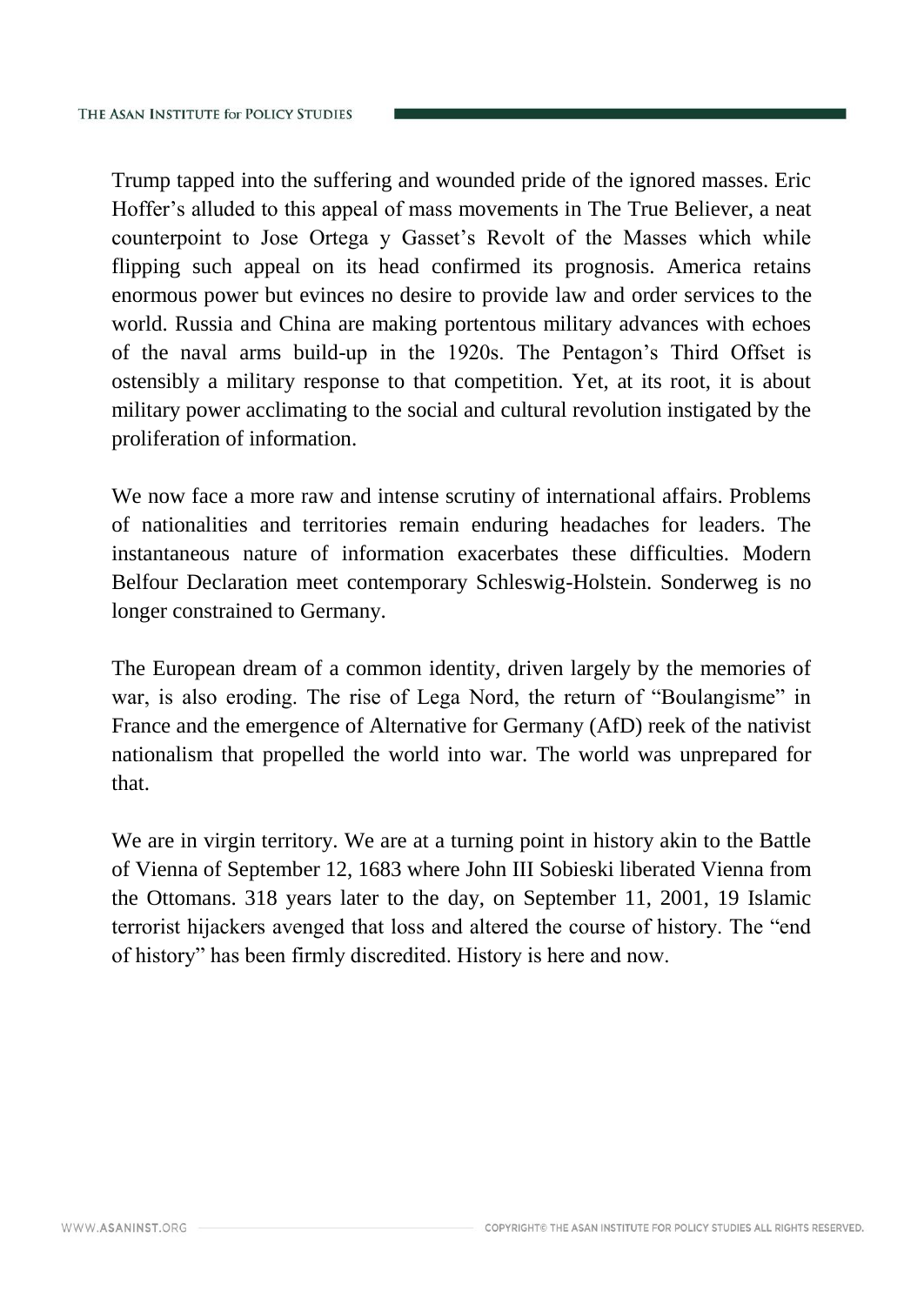Trump tapped into the suffering and wounded pride of the ignored masses. Eric Hoffer's alluded to this appeal of mass movements in The True Believer, a neat counterpoint to Jose Ortega y Gasset's Revolt of the Masses which while flipping such appeal on its head confirmed its prognosis. America retains enormous power but evinces no desire to provide law and order services to the world. Russia and China are making portentous military advances with echoes of the naval arms build-up in the 1920s. The Pentagon's Third Offset is ostensibly a military response to that competition. Yet, at its root, it is about military power acclimating to the social and cultural revolution instigated by the proliferation of information.

We now face a more raw and intense scrutiny of international affairs. Problems of nationalities and territories remain enduring headaches for leaders. The instantaneous nature of information exacerbates these difficulties. Modern Belfour Declaration meet contemporary Schleswig-Holstein. Sonderweg is no longer constrained to Germany.

The European dream of a common identity, driven largely by the memories of war, is also eroding. The rise of Lega Nord, the return of "Boulangisme" in France and the emergence of Alternative for Germany (AfD) reek of the nativist nationalism that propelled the world into war. The world was unprepared for that.

We are in virgin territory. We are at a turning point in history akin to the Battle of Vienna of September 12, 1683 where John III Sobieski liberated Vienna from the Ottomans. 318 years later to the day, on September 11, 2001, 19 Islamic terrorist hijackers avenged that loss and altered the course of history. The "end of history" has been firmly discredited. History is here and now.